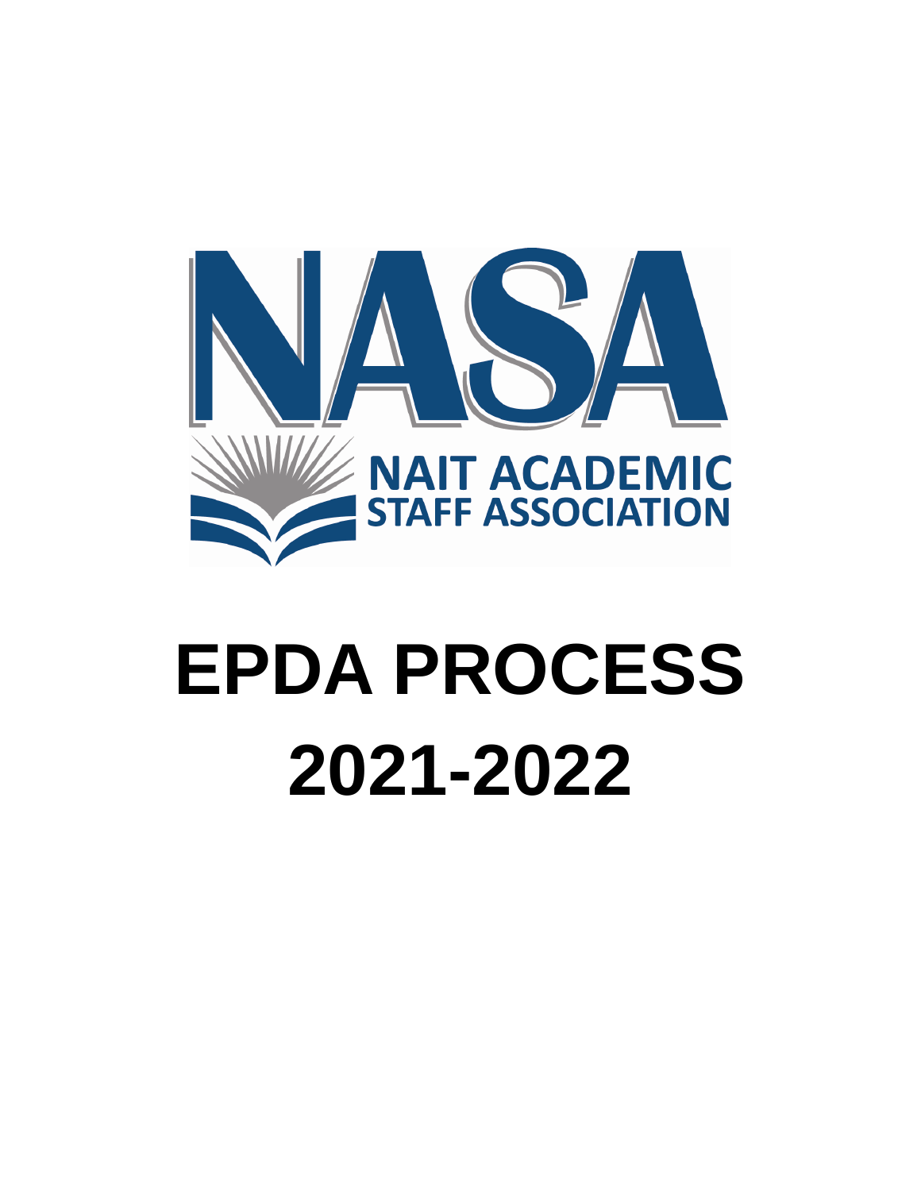NASA

NAIT ACADEMIC STAFF ASSOCIATION

# EPDA PROCESS

# 2021-2022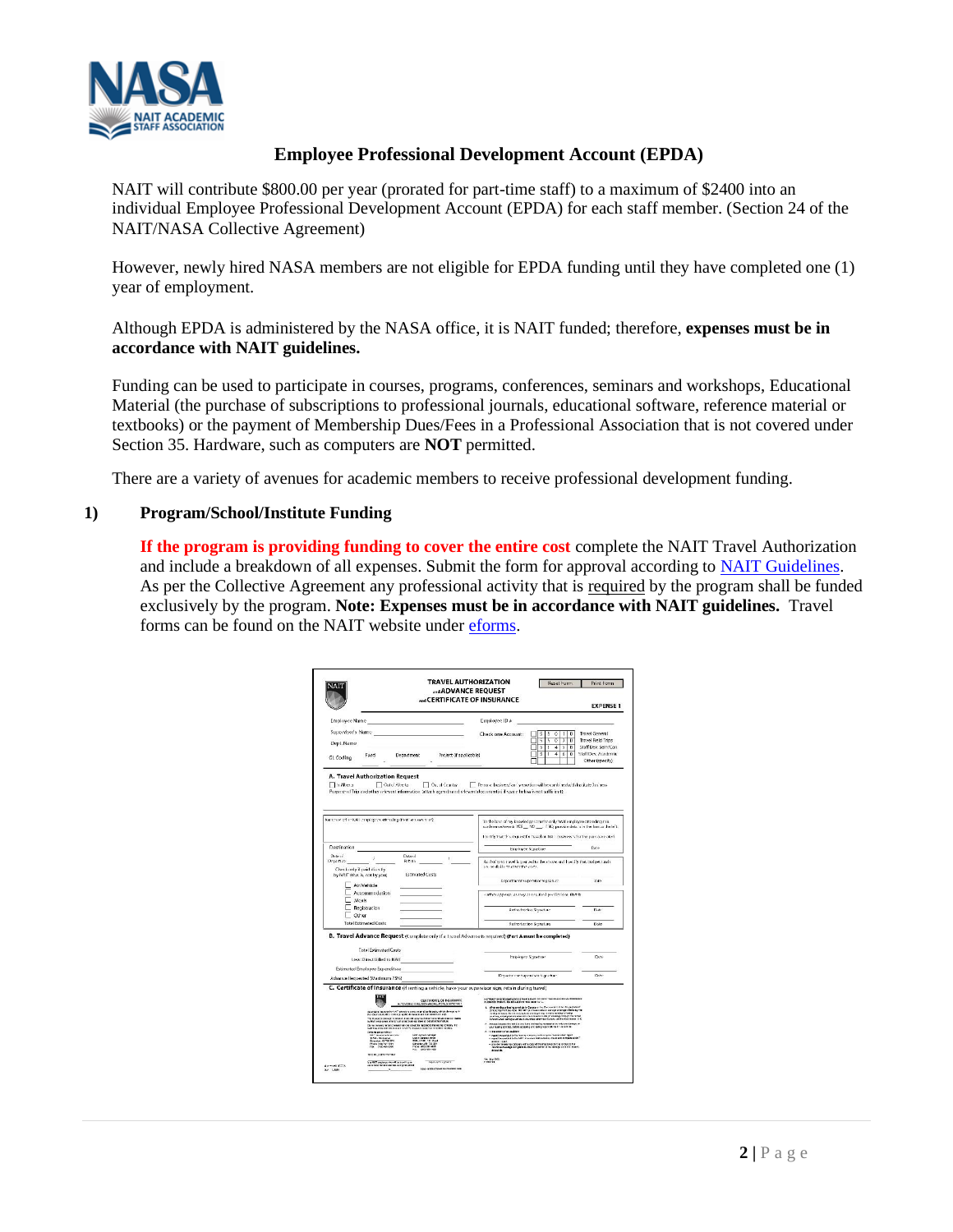# Employee Professional Development Account (EPDA)

NAIT will contribute $800.00 per year (prorated for part-time staff) to a maximum of $2400 into an individual Employee Professional Development Account (EPDA) for each staff member. (Section 24 of the NAIT/NASA Collective Agreement)

However, newly hired NASA members are not eligible for EPDA funding until they have completed one (1) year of employment.

Although EPDA is administered by the NASA office, it is NAIT funded; therefore, **expenses must be in accordance with NAIT guidelines.**

Funding can be used to participate in courses, programs, conferences, seminars and workshops, Educational Material (the purchase of subscriptions to professional journals, educational software, reference material or textbooks) or the payment of Membership Dues/Fees in a Professional Association that is not covered under Section 35. Hardware, such as computers are **NOT** permitted.

There are a variety of avenues for academic members to receive professional development funding.

## 1) Program/School/Institute Funding

**If the program is providing funding to cover the entire cost** complete the NAIT Travel Authorization and include a breakdown of all expenses. Submit the form for approval according to NAIT Guidelines. As per the Collective Agreement any professional activity that is required by the program shall be funded exclusively by the program. **Note: Expenses must be in accordance with NAIT guidelines.** Travel forms can be found on the NAIT website under eforms.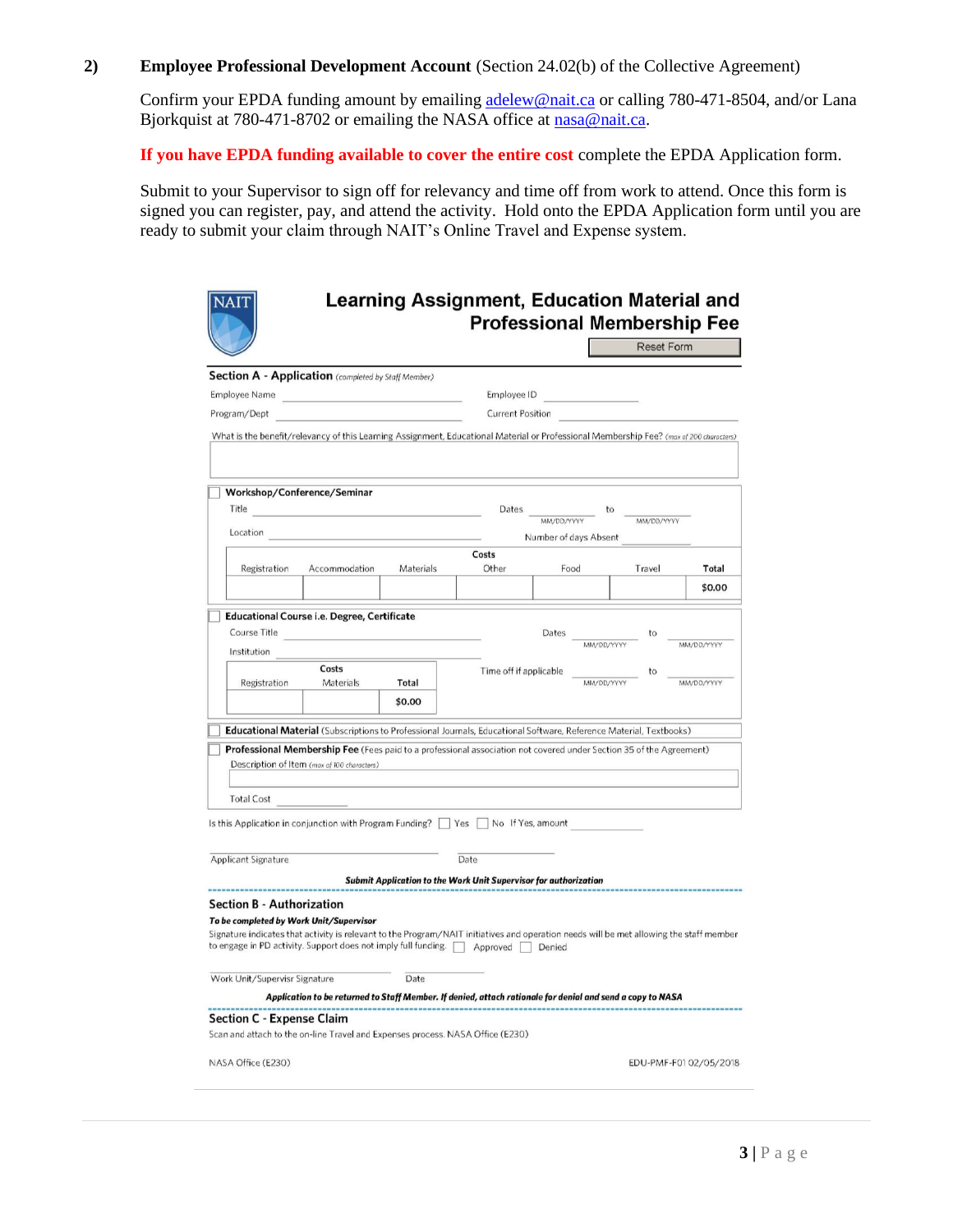## 2) Employee Professional Development Account (Section 24.02(b) of the Collective Agreement)

Confirm your EPDA funding amount by emailing adelew@nait.ca or calling 780-471-8504, and/or Lana Bjorkquist at 780-471-8702 or emailing the NASA office at nasa@nait.ca.

**If you have EPDA funding available to cover the entire cost** complete the EPDA Application form.

Submit to your Supervisor to sign off for relevancy and time off from work to attend. Once this form is signed you can register, pay, and attend the activity. Hold onto the EPDA Application form until you are ready to submit your claim through NAIT's Online Travel and Expense system.

NAIT

### Learning Assignment, Education Material and Professional Membership Fee

Reset Form

**Section A - Application** *(completed by Staff Member)*

Employee Name ______________________ Employee ID ______________

Program/Dept ______________________ Current Position ______________

What is the benefit/relevancy of this Learning Assignment, Educational Material or Professional Membership Fee? *(max of 200 characters)*

☐ **Workshop/Conference/Seminar**

Title ______________________ Dates __________ to __________
(MM/DD/YYYY) (MM/DD/YYYY)

Location ______________________ Number of days Absent __________

| Costs | | | | | | |
|---|---|---|---|---|---|---|
| Registration | Accommodation | Materials | Other | Food | Travel | Total |
| | | | | | | $0.00 |

☐ **Educational Course i.e. Degree, Certificate**

Course Title ______________________ Dates __________ to __________
(MM/DD/YYYY) (MM/DD/YYYY)

Institution ______________________

| Costs | | |
|---|---|---|
| Registration | Materials | Total |
| | | $0.00 |

Time off if applicable __________ to __________
(MM/DD/YYYY) (MM/DD/YYYY)

☐ **Educational Material** (Subscriptions to Professional Journals, Educational Software, Reference Material, Textbooks)

☐ **Professional Membership Fee** (Fees paid to a professional association not covered under Section 35 of the Agreement)

Description of Item *(max of 100 characters)*

Total Cost __________

Is this Application in conjunction with Program Funding? ☐ Yes ☐ No If Yes, amount __________

______________________ ______________
Applicant Signature Date

***Submit Application to the Work Unit Supervisor for authorization***

**Section B - Authorization**

***To be completed by Work Unit/Supervisor***

Signature indicates that activity is relevant to the Program/NAIT initiatives and operation needs will be met allowing the staff member to engage in PD activity. Support does not imply full funding. ☐ Approved ☐ Denied

______________________ ______________
Work Unit/Supervisr Signature Date

***Application to be returned to Staff Member. If denied, attach rationale for denial and send a copy to NASA***

**Section C - Expense Claim**

Scan and attach to the on-line Travel and Expenses process. NASA Office (E230)

NASA Office (E230) EDU-PMF-F01 02/05/2018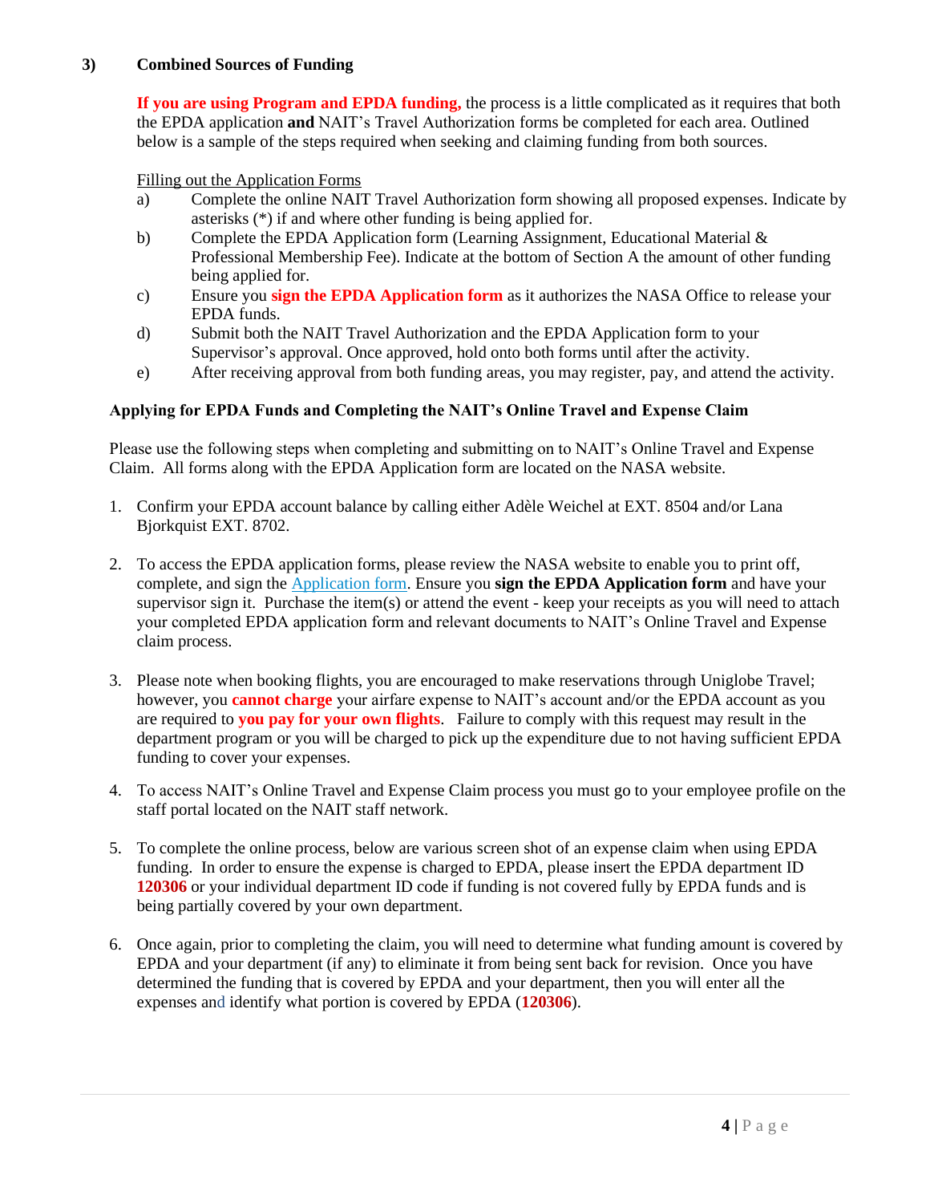### 3) Combined Sources of Funding

**If you are using Program and EPDA funding,** the process is a little complicated as it requires that both the EPDA application **and** NAIT's Travel Authorization forms be completed for each area. Outlined below is a sample of the steps required when seeking and claiming funding from both sources.

Filling out the Application Forms

a) Complete the online NAIT Travel Authorization form showing all proposed expenses. Indicate by asterisks (*) if and where other funding is being applied for.

b) Complete the EPDA Application form (Learning Assignment, Educational Material & Professional Membership Fee). Indicate at the bottom of Section A the amount of other funding being applied for.

c) Ensure you **sign the EPDA Application form** as it authorizes the NASA Office to release your EPDA funds.

d) Submit both the NAIT Travel Authorization and the EPDA Application form to your Supervisor's approval. Once approved, hold onto both forms until after the activity.

e) After receiving approval from both funding areas, you may register, pay, and attend the activity.

**Applying for EPDA Funds and Completing the NAIT's Online Travel and Expense Claim**

Please use the following steps when completing and submitting on to NAIT's Online Travel and Expense Claim. All forms along with the EPDA Application form are located on the NASA website.

1. Confirm your EPDA account balance by calling either Adèle Weichel at EXT. 8504 and/or Lana Bjorkquist EXT. 8702.

2. To access the EPDA application forms, please review the NASA website to enable you to print off, complete, and sign the Application form. Ensure you **sign the EPDA Application form** and have your supervisor sign it. Purchase the item(s) or attend the event - keep your receipts as you will need to attach your completed EPDA application form and relevant documents to NAIT's Online Travel and Expense claim process.

3. Please note when booking flights, you are encouraged to make reservations through Uniglobe Travel; however, you **cannot charge** your airfare expense to NAIT's account and/or the EPDA account as you are required to **you pay for your own flights**. Failure to comply with this request may result in the department program or you will be charged to pick up the expenditure due to not having sufficient EPDA funding to cover your expenses.

4. To access NAIT's Online Travel and Expense Claim process you must go to your employee profile on the staff portal located on the NAIT staff network.

5. To complete the online process, below are various screen shot of an expense claim when using EPDA funding. In order to ensure the expense is charged to EPDA, please insert the EPDA department ID **120306** or your individual department ID code if funding is not covered fully by EPDA funds and is being partially covered by your own department.

6. Once again, prior to completing the claim, you will need to determine what funding amount is covered by EPDA and your department (if any) to eliminate it from being sent back for revision. Once you have determined the funding that is covered by EPDA and your department, then you will enter all the expenses and identify what portion is covered by EPDA (**120306**).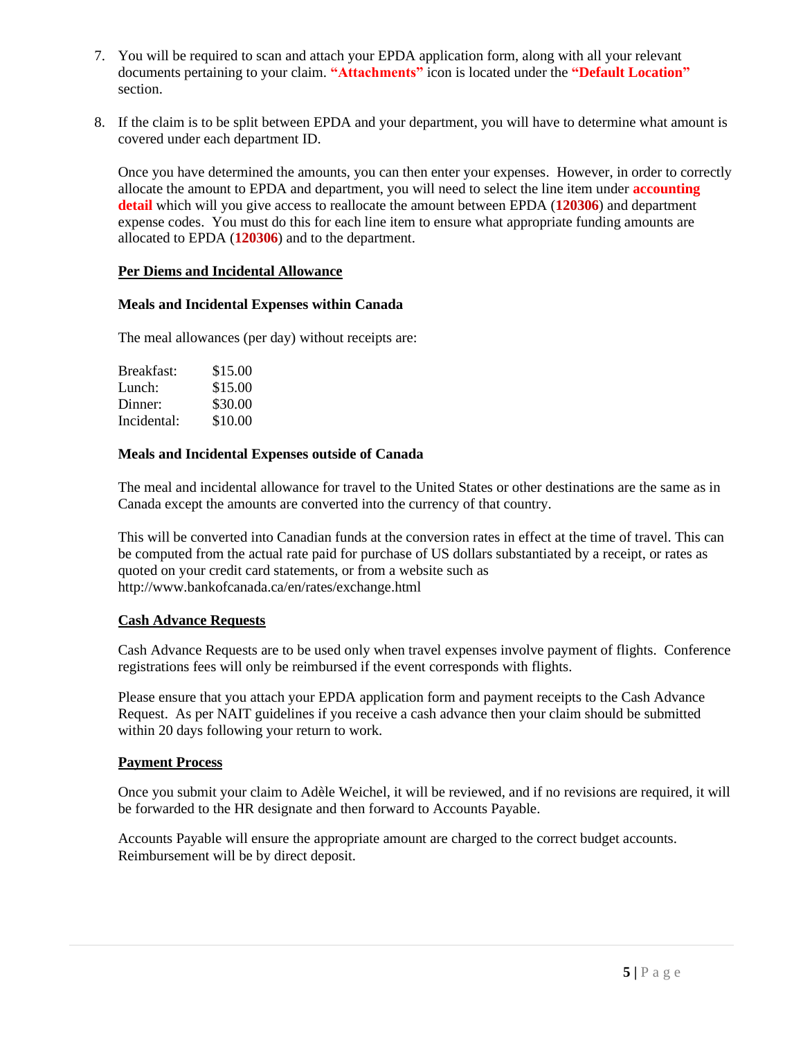7. You will be required to scan and attach your EPDA application form, along with all your relevant documents pertaining to your claim. **"Attachments"** icon is located under the **"Default Location"** section.

8. If the claim is to be split between EPDA and your department, you will have to determine what amount is covered under each department ID.

   Once you have determined the amounts, you can then enter your expenses. However, in order to correctly allocate the amount to EPDA and department, you will need to select the line item under **accounting detail** which will you give access to reallocate the amount between EPDA (**120306**) and department expense codes. You must do this for each line item to ensure what appropriate funding amounts are allocated to EPDA (**120306**) and to the department.

## Per Diems and Incidental Allowance

### Meals and Incidental Expenses within Canada

The meal allowances (per day) without receipts are:

| | |
|---|---|
| Breakfast: | $15.00 |
| Lunch: | $15.00 |
| Dinner: | $30.00 |
| Incidental: | $10.00 |

### Meals and Incidental Expenses outside of Canada

The meal and incidental allowance for travel to the United States or other destinations are the same as in Canada except the amounts are converted into the currency of that country.

This will be converted into Canadian funds at the conversion rates in effect at the time of travel. This can be computed from the actual rate paid for purchase of US dollars substantiated by a receipt, or rates as quoted on your credit card statements, or from a website such as http://www.bankofcanada.ca/en/rates/exchange.html

## Cash Advance Requests

Cash Advance Requests are to be used only when travel expenses involve payment of flights. Conference registrations fees will only be reimbursed if the event corresponds with flights.

Please ensure that you attach your EPDA application form and payment receipts to the Cash Advance Request. As per NAIT guidelines if you receive a cash advance then your claim should be submitted within 20 days following your return to work.

## Payment Process

Once you submit your claim to Adèle Weichel, it will be reviewed, and if no revisions are required, it will be forwarded to the HR designate and then forward to Accounts Payable.

Accounts Payable will ensure the appropriate amount are charged to the correct budget accounts. Reimbursement will be by direct deposit.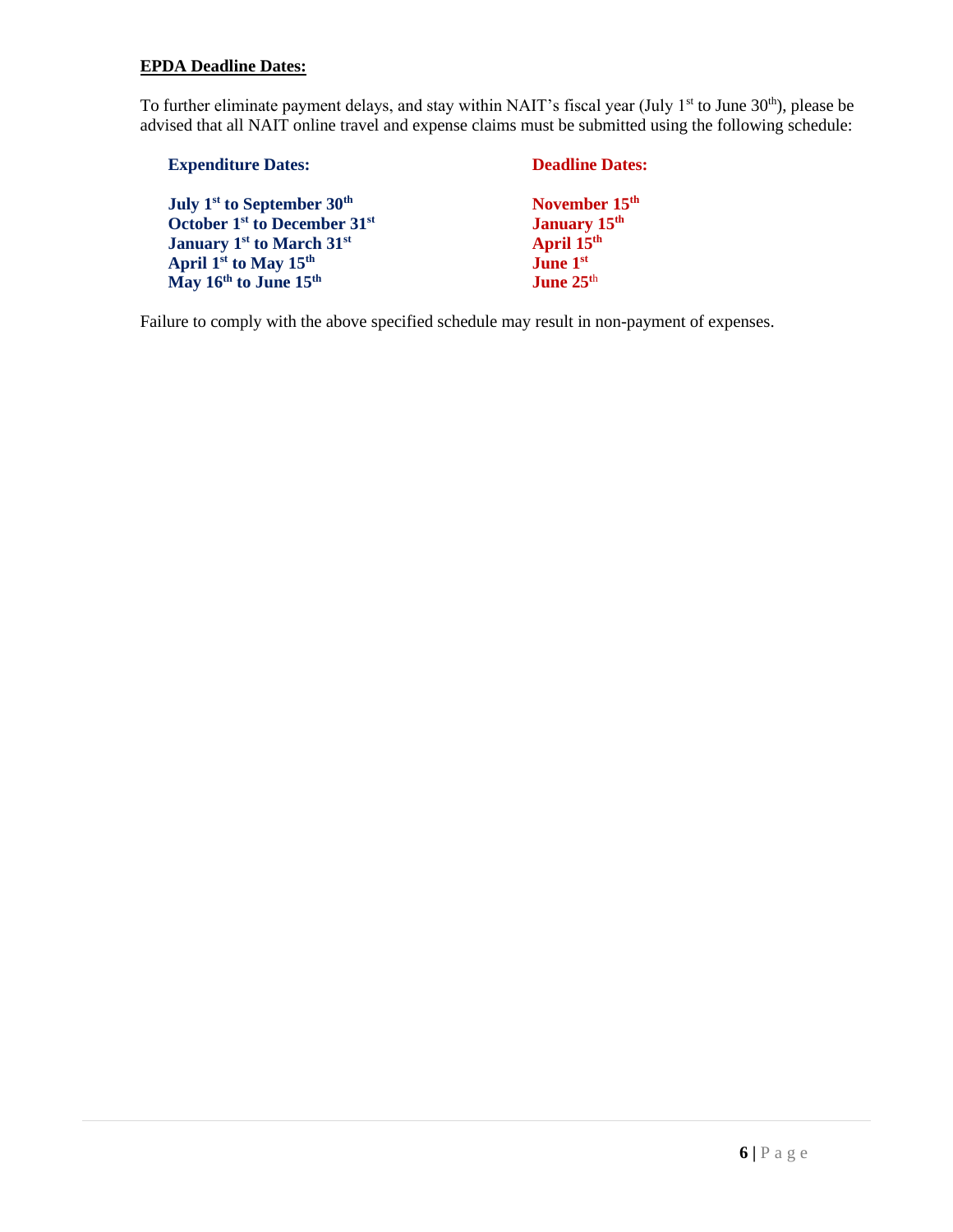**<u>EPDA Deadline Dates:</u>**

To further eliminate payment delays, and stay within NAIT's fiscal year (July 1st to June 30th), please be advised that all NAIT online travel and expense claims must be submitted using the following schedule:

| **Expenditure Dates:** | **Deadline Dates:** |
|---|---|
| **July 1st to September 30th** | **November 15th** |
| **October 1st to December 31st** | **January 15th** |
| **January 1st to March 31st** | **April 15th** |
| **April 1st to May 15th** | **June 1st** |
| **May 16th to June 15th** | **June 25th** |

Failure to comply with the above specified schedule may result in non-payment of expenses.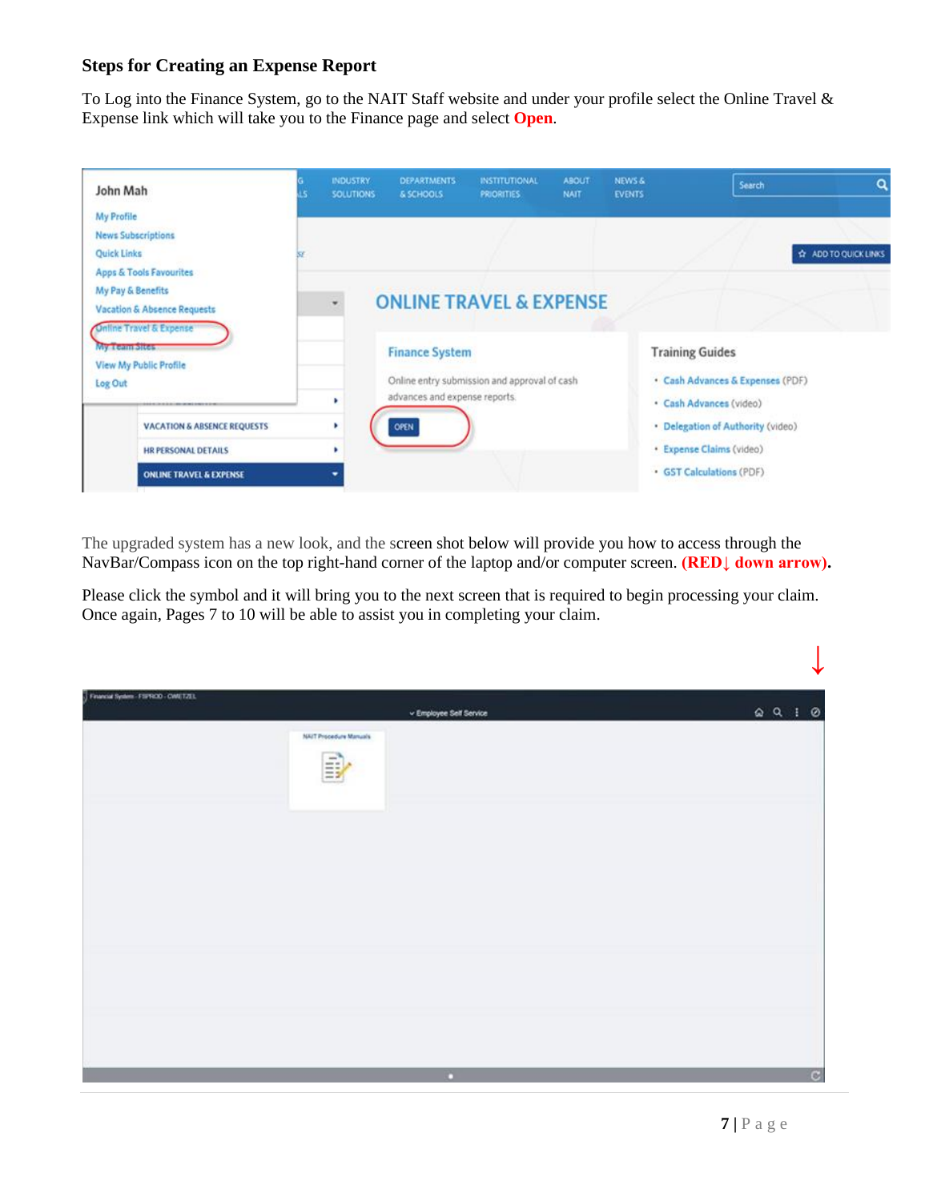### Steps for Creating an Expense Report

To Log into the Finance System, go to the NAIT Staff website and under your profile select the Online Travel & Expense link which will take you to the Finance page and select **Open**.

The upgraded system has a new look, and the screen shot below will provide you how to access through the NavBar/Compass icon on the top right-hand corner of the laptop and/or computer screen. **(RED↓ down arrow).**

Please click the symbol and it will bring you to the next screen that is required to begin processing your claim. Once again, Pages 7 to 10 will be able to assist you in completing your claim.

↓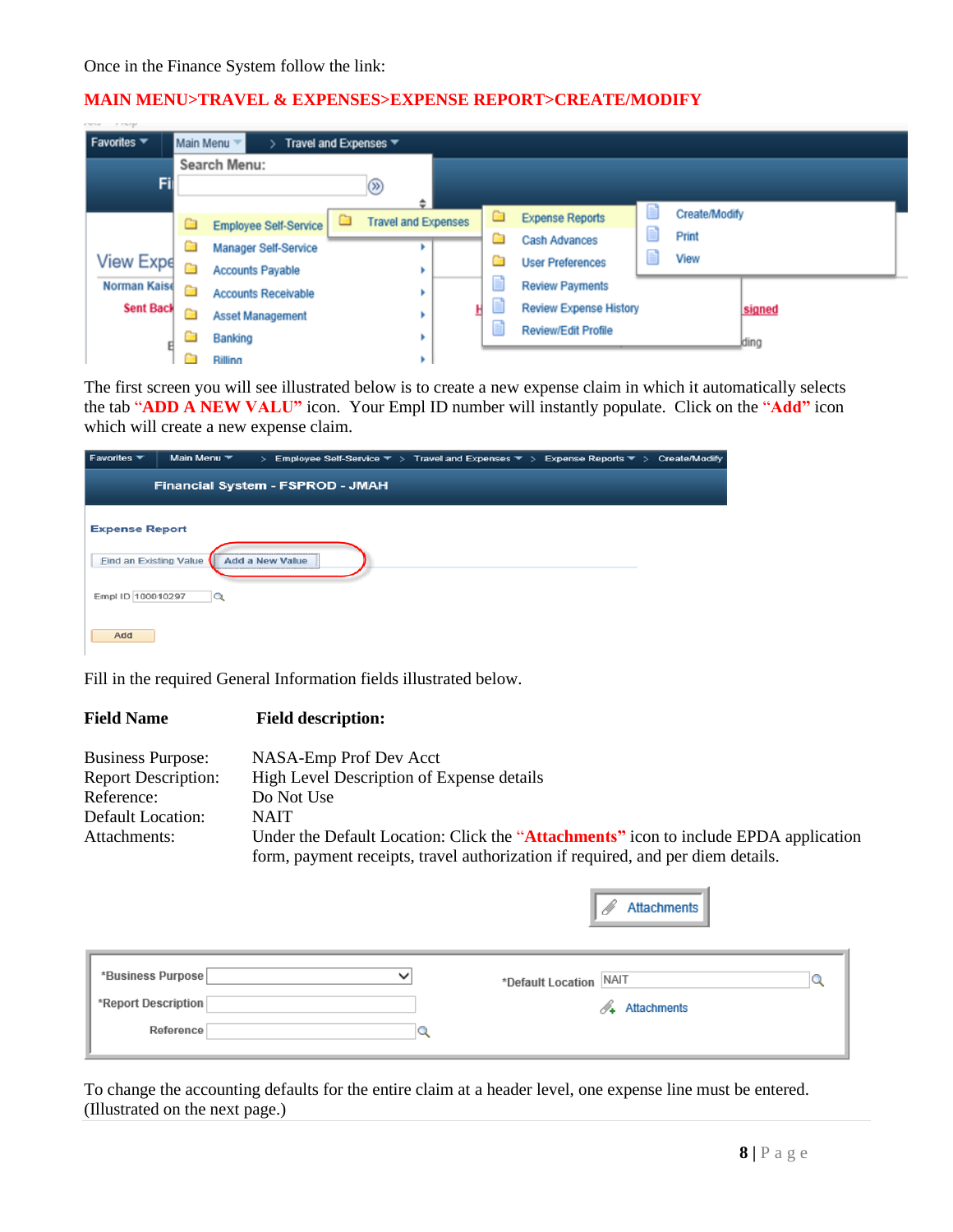Once in the Finance System follow the link:

**MAIN MENU>TRAVEL & EXPENSES>EXPENSE REPORT>CREATE/MODIFY**

The first screen you will see illustrated below is to create a new expense claim in which it automatically selects the tab **"ADD A NEW VALU"** icon. Your Empl ID number will instantly populate. Click on the **"Add"** icon which will create a new expense claim.

Fill in the required General Information fields illustrated below.

| **Field Name** | **Field description:** |
|---|---|
| Business Purpose: | NASA-Emp Prof Dev Acct |
| Report Description: | High Level Description of Expense details |
| Reference: | Do Not Use |
| Default Location: | NAIT |
| Attachments: | Under the Default Location: Click the **"Attachments"** icon to include EPDA application form, payment receipts, travel authorization if required, and per diem details. |

To change the accounting defaults for the entire claim at a header level, one expense line must be entered. (Illustrated on the next page.)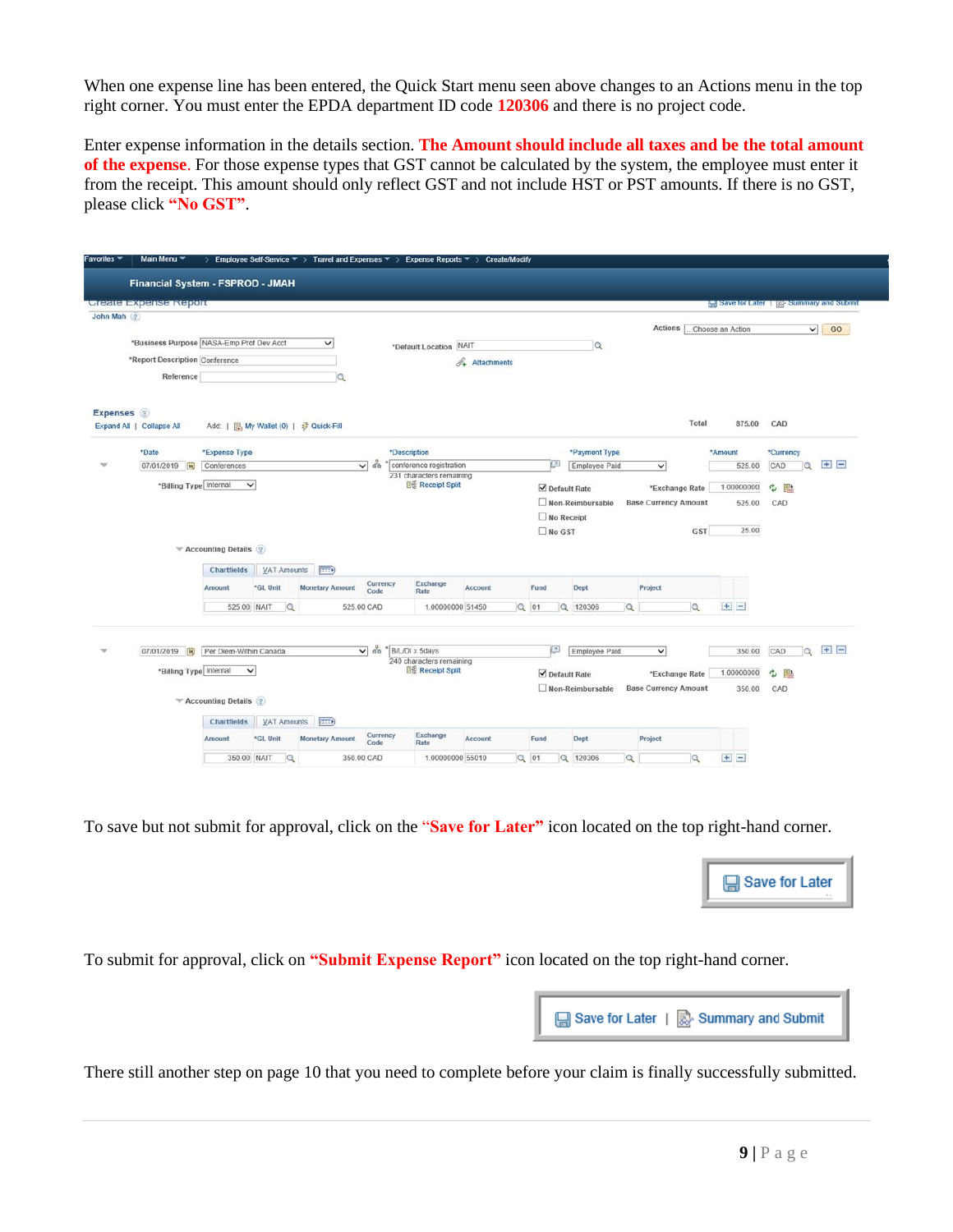When one expense line has been entered, the Quick Start menu seen above changes to an Actions menu in the top right corner. You must enter the EPDA department ID code **120306** and there is no project code.

Enter expense information in the details section. **The Amount should include all taxes and be the total amount of the expense**. For those expense types that GST cannot be calculated by the system, the employee must enter it from the receipt. This amount should only reflect GST and not include HST or PST amounts. If there is no GST, please click **"No GST"**.

To save but not submit for approval, click on the **"Save for Later"** icon located on the top right-hand corner.

To submit for approval, click on **"Submit Expense Report"** icon located on the top right-hand corner.

There still another step on page 10 that you need to complete before your claim is finally successfully submitted.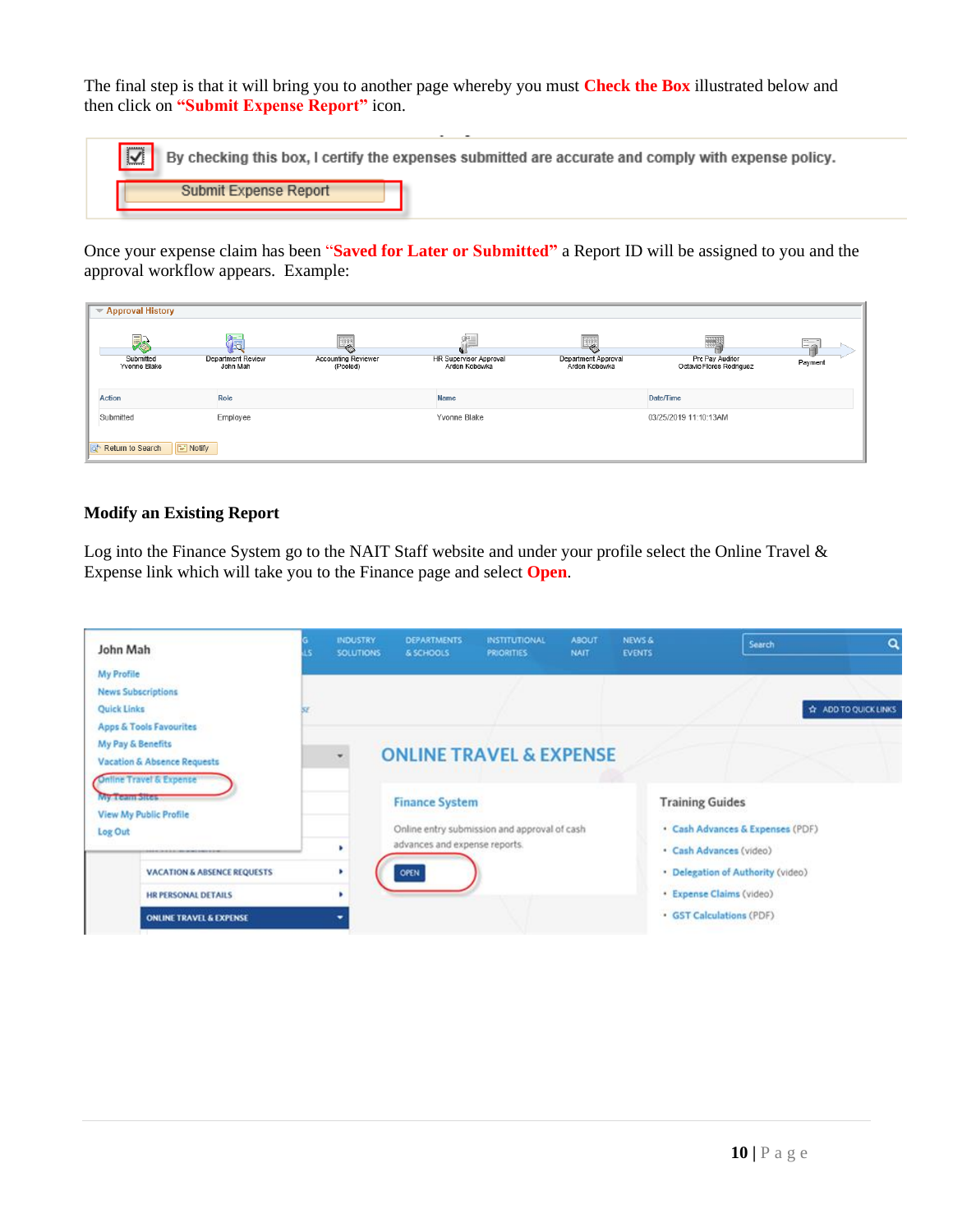The final step is that it will bring you to another page whereby you must **Check the Box** illustrated below and then click on **"Submit Expense Report"** icon.

Once your expense claim has been **"Saved for Later or Submitted"** a Report ID will be assigned to you and the approval workflow appears. Example:

## Modify an Existing Report

Log into the Finance System go to the NAIT Staff website and under your profile select the Online Travel & Expense link which will take you to the Finance page and select **Open**.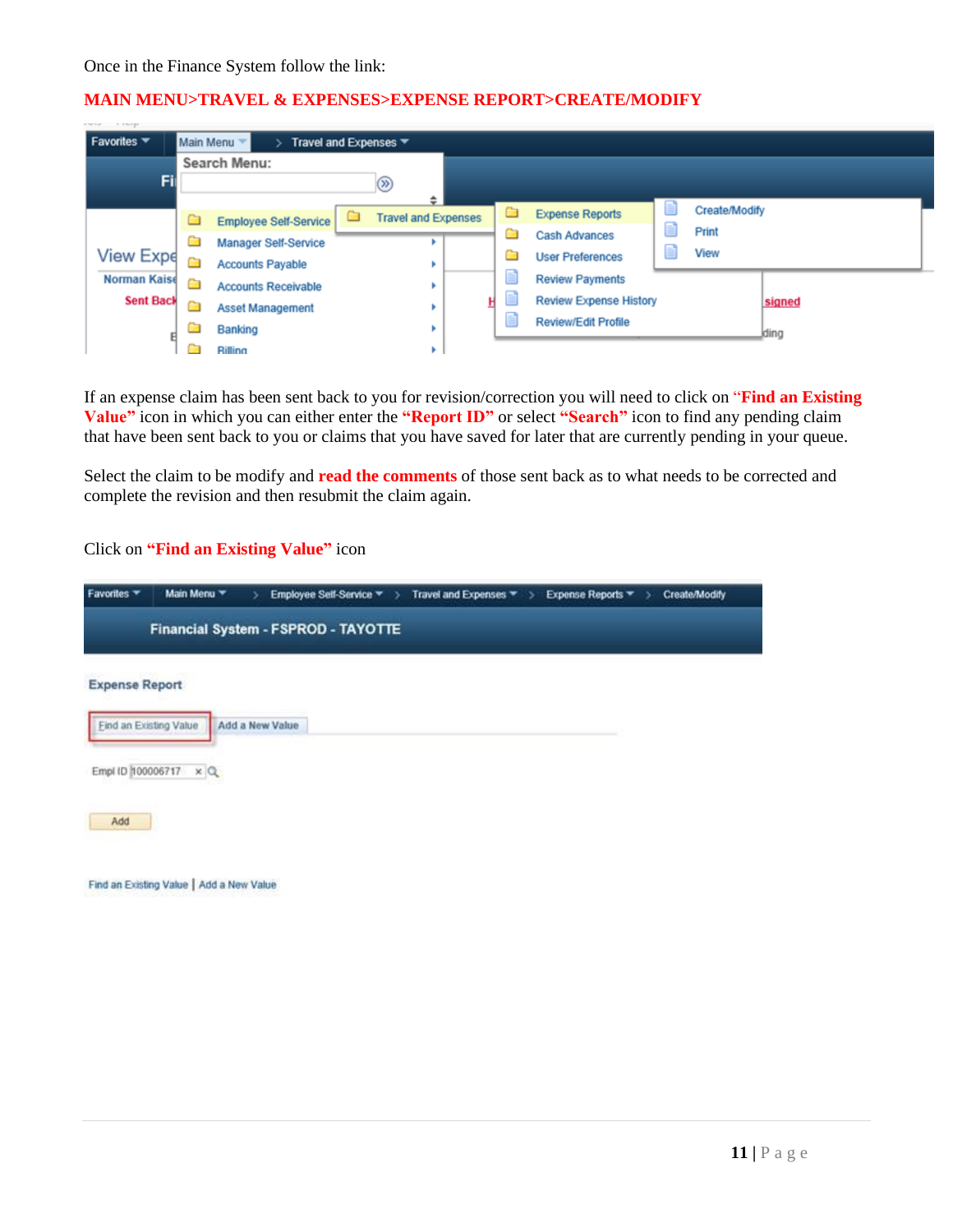Once in the Finance System follow the link:

**MAIN MENU>TRAVEL & EXPENSES>EXPENSE REPORT>CREATE/MODIFY**

If an expense claim has been sent back to you for revision/correction you will need to click on **"Find an Existing Value"** icon in which you can either enter the **"Report ID"** or select **"Search"** icon to find any pending claim that have been sent back to you or claims that you have saved for later that are currently pending in your queue.

Select the claim to be modify and **read the comments** of those sent back as to what needs to be corrected and complete the revision and then resubmit the claim again.

Click on **"Find an Existing Value"** icon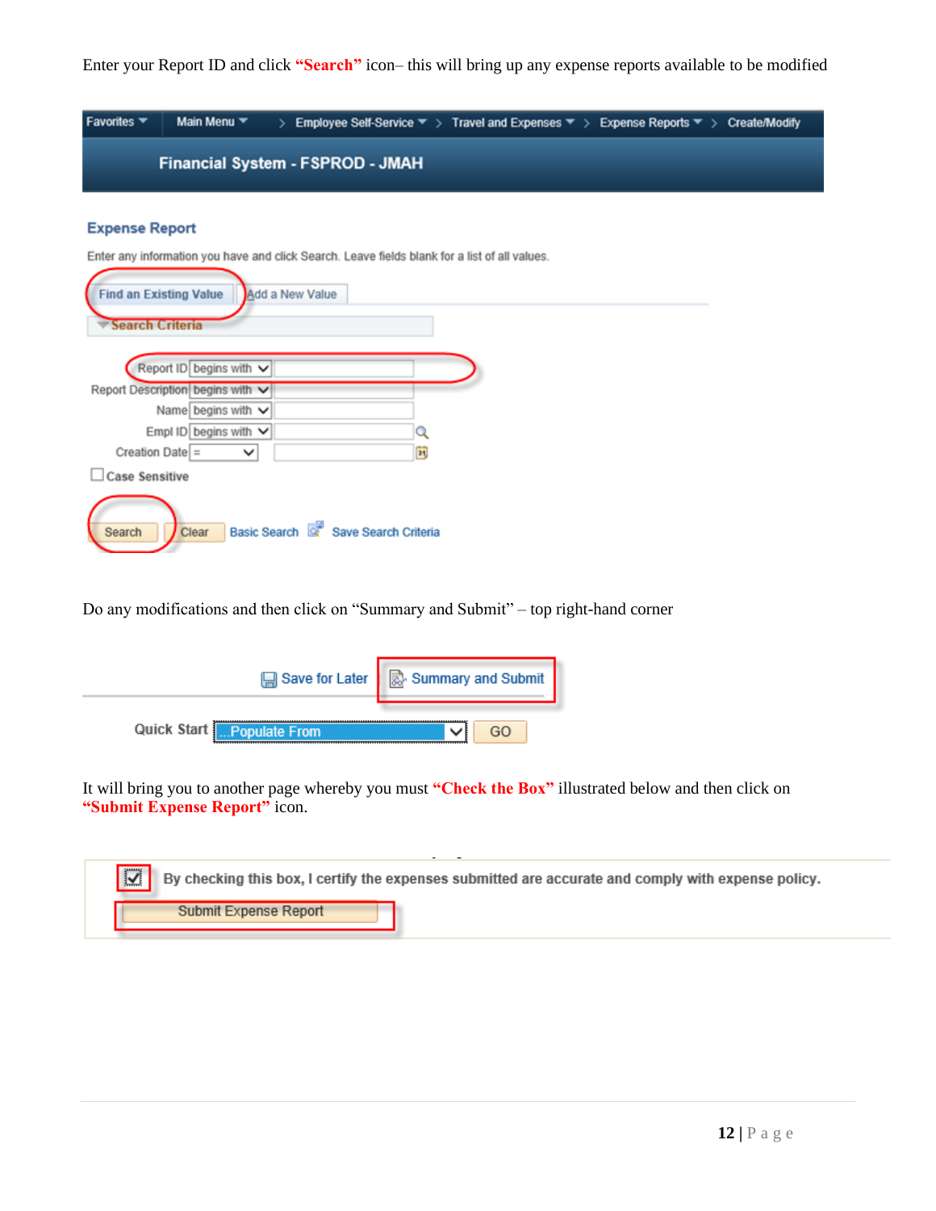Enter your Report ID and click **"Search"** icon– this will bring up any expense reports available to be modified

Do any modifications and then click on "Summary and Submit" – top right-hand corner

It will bring you to another page whereby you must **"Check the Box"** illustrated below and then click on **"Submit Expense Report"** icon.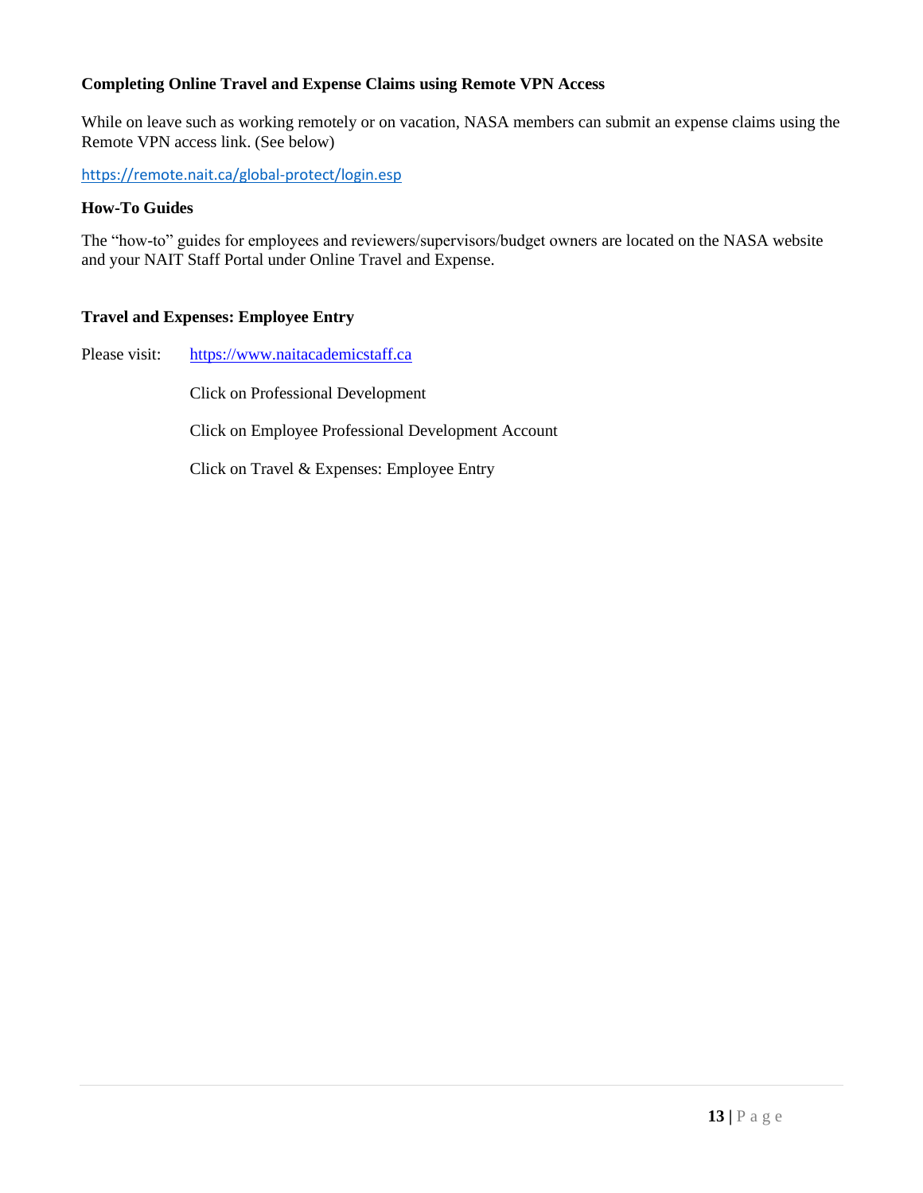**Completing Online Travel and Expense Claims using Remote VPN Access**

While on leave such as working remotely or on vacation, NASA members can submit an expense claims using the Remote VPN access link. (See below)

https://remote.nait.ca/global-protect/login.esp

**How-To Guides**

The "how-to" guides for employees and reviewers/supervisors/budget owners are located on the NASA website and your NAIT Staff Portal under Online Travel and Expense.

**Travel and Expenses: Employee Entry**

Please visit: https://www.naitacademicstaff.ca

Click on Professional Development

Click on Employee Professional Development Account

Click on Travel & Expenses: Employee Entry